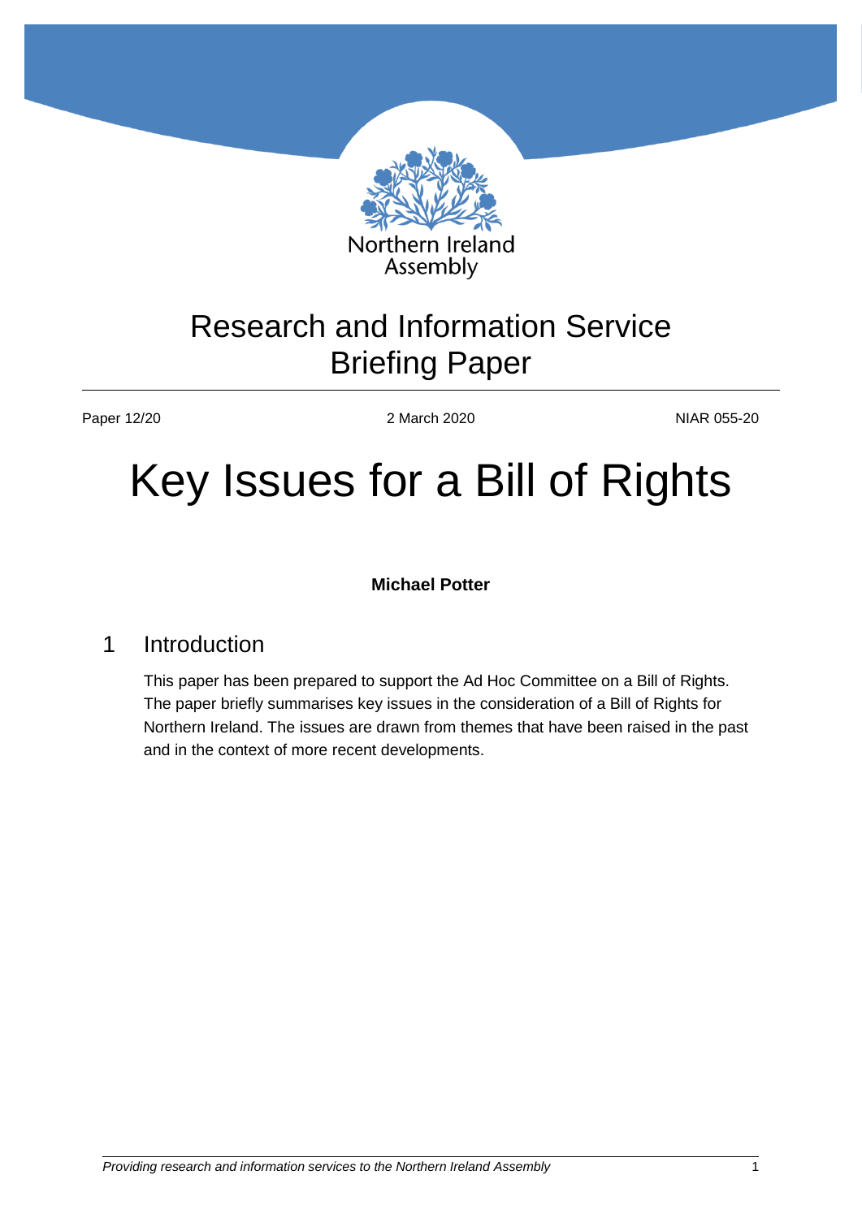Northern Ireland Assembly

Research and Information Service Briefing Paper

Paper 12/20 | 2 March 2020 | NIAR 055-20

# Key Issues for a Bill of Rights

**Michael Potter**

## 1 Introduction

This paper has been prepared to support the Ad Hoc Committee on a Bill of Rights. The paper briefly summarises key issues in the consideration of a Bill of Rights for Northern Ireland. The issues are drawn from themes that have been raised in the past and in the context of more recent developments.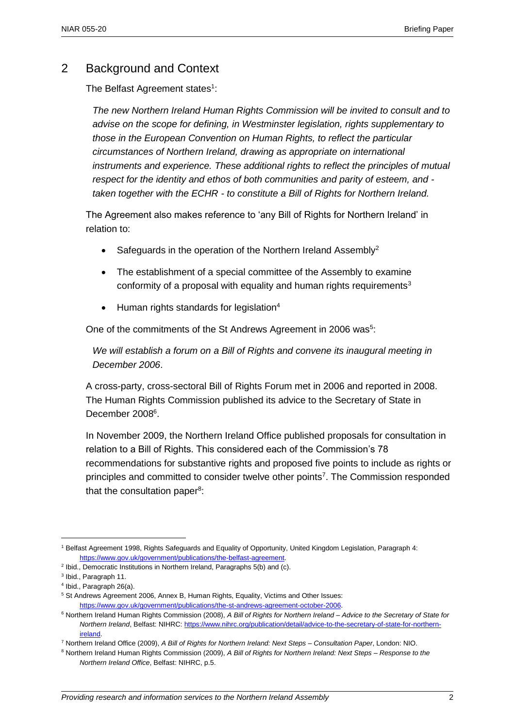## 2 Background and Context

The Belfast Agreement states[1]:

> *The new Northern Ireland Human Rights Commission will be invited to consult and to advise on the scope for defining, in Westminster legislation, rights supplementary to those in the European Convention on Human Rights, to reflect the particular circumstances of Northern Ireland, drawing as appropriate on international instruments and experience. These additional rights to reflect the principles of mutual respect for the identity and ethos of both communities and parity of esteem, and - taken together with the ECHR - to constitute a Bill of Rights for Northern Ireland.*

The Agreement also makes reference to 'any Bill of Rights for Northern Ireland' in relation to:

- Safeguards in the operation of the Northern Ireland Assembly[2]
- The establishment of a special committee of the Assembly to examine conformity of a proposal with equality and human rights requirements[3]
- Human rights standards for legislation[4]

One of the commitments of the St Andrews Agreement in 2006 was[5]:

> *We will establish a forum on a Bill of Rights and convene its inaugural meeting in December 2006*.

A cross-party, cross-sectoral Bill of Rights Forum met in 2006 and reported in 2008. The Human Rights Commission published its advice to the Secretary of State in December 2008[6].

In November 2009, the Northern Ireland Office published proposals for consultation in relation to a Bill of Rights. This considered each of the Commission's 78 recommendations for substantive rights and proposed five points to include as rights or principles and committed to consider twelve other points[7]. The Commission responded that the consultation paper[8]:

---

[1] Belfast Agreement 1998, Rights Safeguards and Equality of Opportunity, United Kingdom Legislation, Paragraph 4: https://www.gov.uk/government/publications/the-belfast-agreement.

[2] Ibid., Democratic Institutions in Northern Ireland, Paragraphs 5(b) and (c).

[3] Ibid., Paragraph 11.

[4] Ibid., Paragraph 26(a).

[5] St Andrews Agreement 2006, Annex B, Human Rights, Equality, Victims and Other Issues: https://www.gov.uk/government/publications/the-st-andrews-agreement-october-2006.

[6] Northern Ireland Human Rights Commission (2008), *A Bill of Rights for Northern Ireland – Advice to the Secretary of State for Northern Ireland*, Belfast: NIHRC: https://www.nihrc.org/publication/detail/advice-to-the-secretary-of-state-for-northern-ireland.

[7] Northern Ireland Office (2009), *A Bill of Rights for Northern Ireland: Next Steps – Consultation Paper*, London: NIO.

[8] Northern Ireland Human Rights Commission (2009), *A Bill of Rights for Northern Ireland: Next Steps – Response to the Northern Ireland Office*, Belfast: NIHRC, p.5.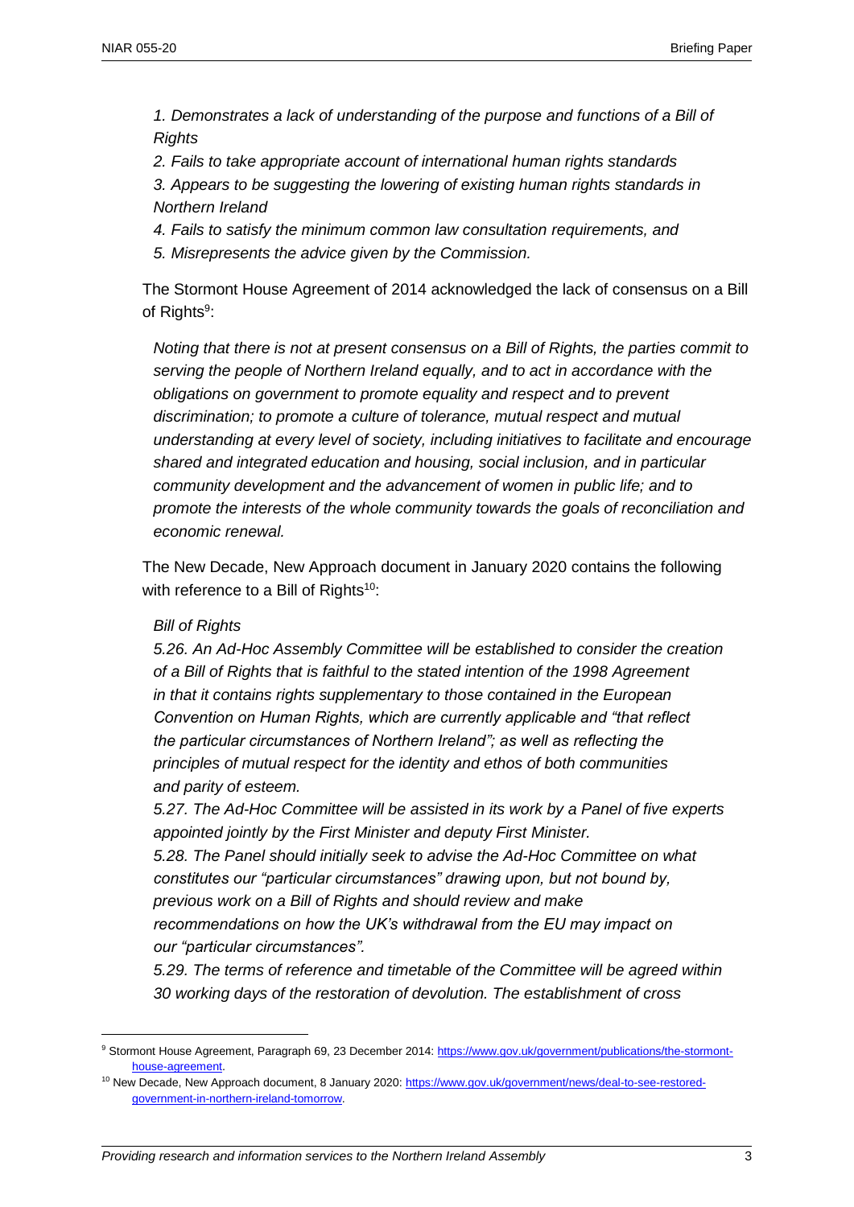*1. Demonstrates a lack of understanding of the purpose and functions of a Bill of Rights*

*2. Fails to take appropriate account of international human rights standards*

*3. Appears to be suggesting the lowering of existing human rights standards in Northern Ireland*

*4. Fails to satisfy the minimum common law consultation requirements, and*

*5. Misrepresents the advice given by the Commission.*

The Stormont House Agreement of 2014 acknowledged the lack of consensus on a Bill of Rights[9]:

> *Noting that there is not at present consensus on a Bill of Rights, the parties commit to serving the people of Northern Ireland equally, and to act in accordance with the obligations on government to promote equality and respect and to prevent discrimination; to promote a culture of tolerance, mutual respect and mutual understanding at every level of society, including initiatives to facilitate and encourage shared and integrated education and housing, social inclusion, and in particular community development and the advancement of women in public life; and to promote the interests of the whole community towards the goals of reconciliation and economic renewal.*

The New Decade, New Approach document in January 2020 contains the following with reference to a Bill of Rights[10]:

> *Bill of Rights*
>
> *5.26. An Ad-Hoc Assembly Committee will be established to consider the creation of a Bill of Rights that is faithful to the stated intention of the 1998 Agreement in that it contains rights supplementary to those contained in the European Convention on Human Rights, which are currently applicable and "that reflect the particular circumstances of Northern Ireland"; as well as reflecting the principles of mutual respect for the identity and ethos of both communities and parity of esteem.*
>
> *5.27. The Ad-Hoc Committee will be assisted in its work by a Panel of five experts appointed jointly by the First Minister and deputy First Minister.*
>
> *5.28. The Panel should initially seek to advise the Ad-Hoc Committee on what constitutes our "particular circumstances" drawing upon, but not bound by, previous work on a Bill of Rights and should review and make recommendations on how the UK's withdrawal from the EU may impact on our "particular circumstances".*
>
> *5.29. The terms of reference and timetable of the Committee will be agreed within 30 working days of the restoration of devolution. The establishment of cross*

---

[9] Stormont House Agreement, Paragraph 69, 23 December 2014: https://www.gov.uk/government/publications/the-stormont-house-agreement.

[10] New Decade, New Approach document, 8 January 2020: https://www.gov.uk/government/news/deal-to-see-restored-government-in-northern-ireland-tomorrow.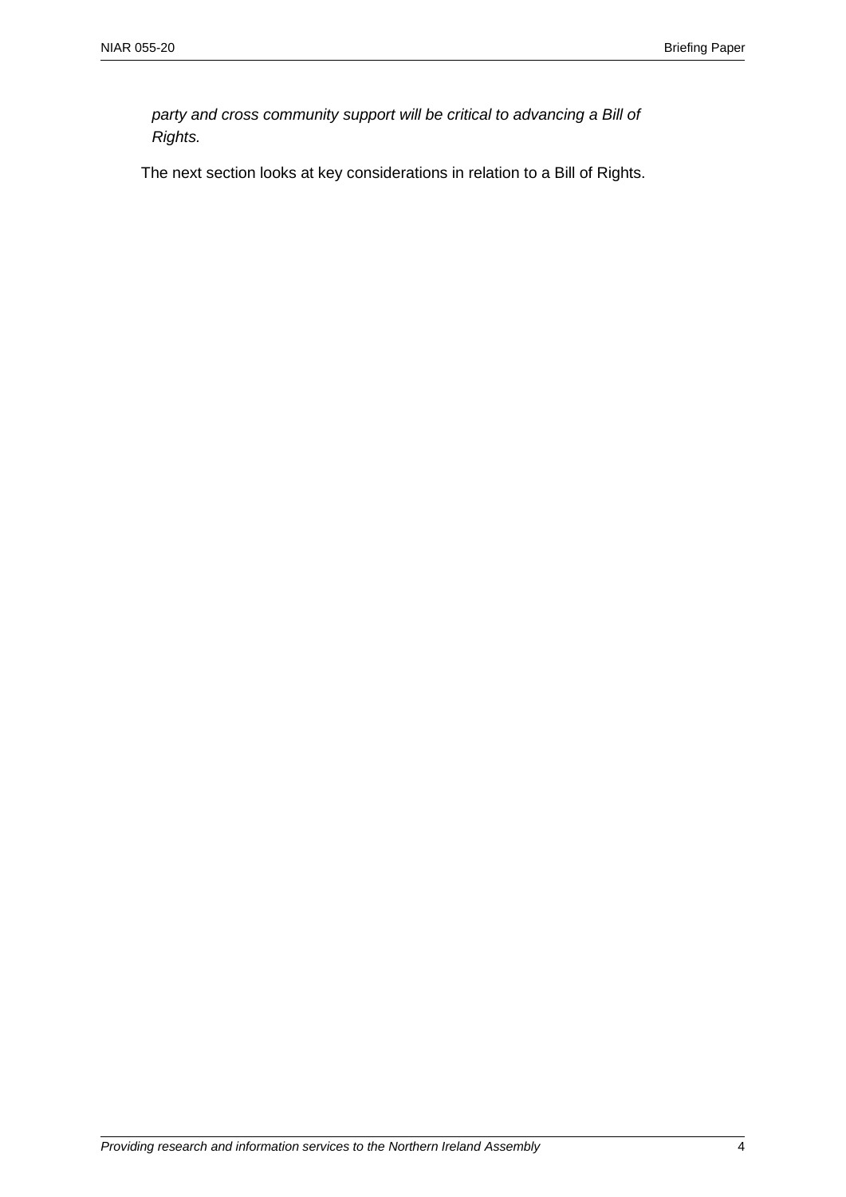*party and cross community support will be critical to advancing a Bill of Rights.*

The next section looks at key considerations in relation to a Bill of Rights.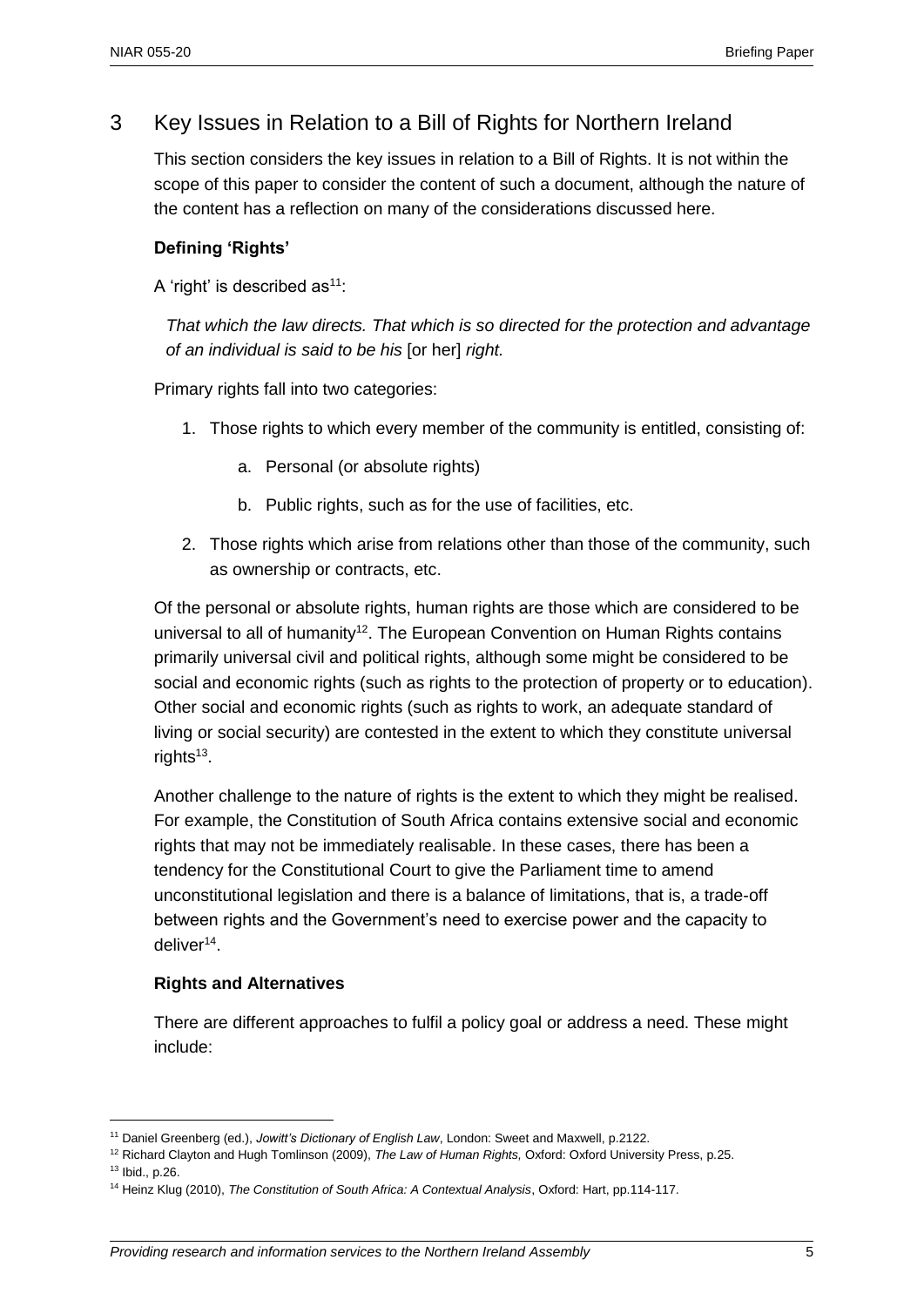## 3 Key Issues in Relation to a Bill of Rights for Northern Ireland

This section considers the key issues in relation to a Bill of Rights. It is not within the scope of this paper to consider the content of such a document, although the nature of the content has a reflection on many of the considerations discussed here.

### Defining 'Rights'

A 'right' is described as[11]:

> *That which the law directs. That which is so directed for the protection and advantage of an individual is said to be his* [or her] *right.*

Primary rights fall into two categories:

1. Those rights to which every member of the community is entitled, consisting of:
   a. Personal (or absolute rights)
   b. Public rights, such as for the use of facilities, etc.
2. Those rights which arise from relations other than those of the community, such as ownership or contracts, etc.

Of the personal or absolute rights, human rights are those which are considered to be universal to all of humanity[12]. The European Convention on Human Rights contains primarily universal civil and political rights, although some might be considered to be social and economic rights (such as rights to the protection of property or to education). Other social and economic rights (such as rights to work, an adequate standard of living or social security) are contested in the extent to which they constitute universal rights[13].

Another challenge to the nature of rights is the extent to which they might be realised. For example, the Constitution of South Africa contains extensive social and economic rights that may not be immediately realisable. In these cases, there has been a tendency for the Constitutional Court to give the Parliament time to amend unconstitutional legislation and there is a balance of limitations, that is, a trade-off between rights and the Government's need to exercise power and the capacity to deliver[14].

### Rights and Alternatives

There are different approaches to fulfil a policy goal or address a need. These might include:

---

[11] Daniel Greenberg (ed.), *Jowitt's Dictionary of English Law*, London: Sweet and Maxwell, p.2122.

[12] Richard Clayton and Hugh Tomlinson (2009), *The Law of Human Rights,* Oxford: Oxford University Press, p.25.

[13] Ibid., p.26.

[14] Heinz Klug (2010), *The Constitution of South Africa: A Contextual Analysis*, Oxford: Hart, pp.114-117.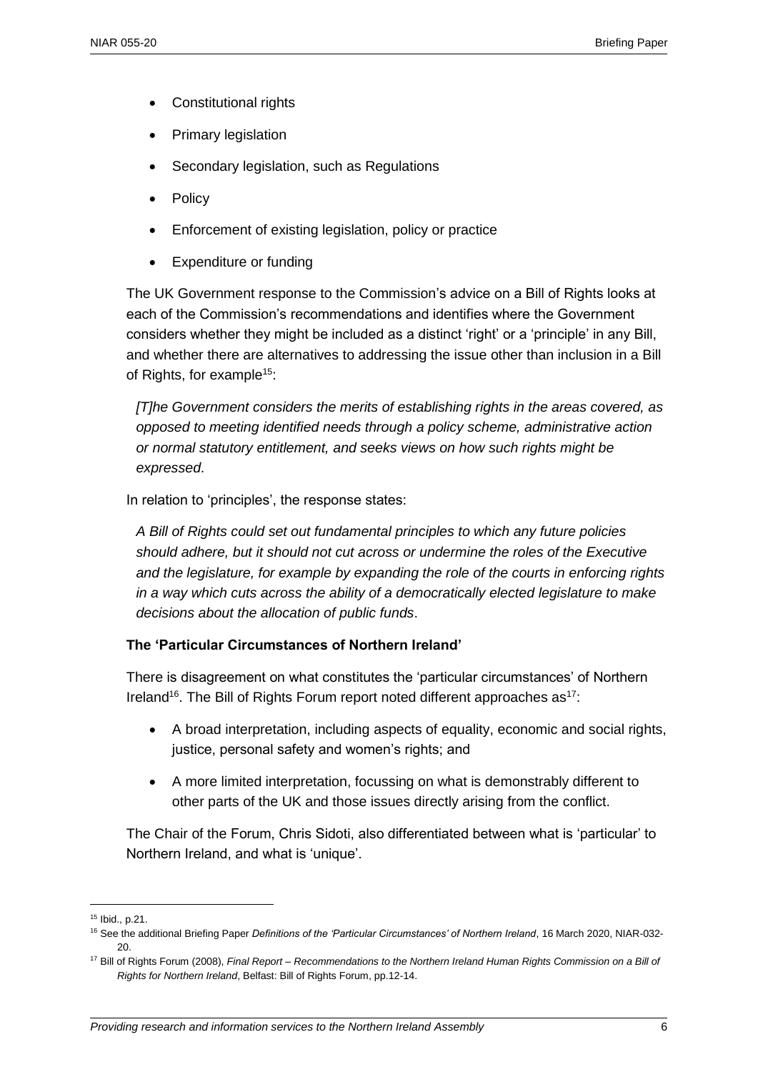- Constitutional rights
- Primary legislation
- Secondary legislation, such as Regulations
- Policy
- Enforcement of existing legislation, policy or practice
- Expenditure or funding

The UK Government response to the Commission's advice on a Bill of Rights looks at each of the Commission's recommendations and identifies where the Government considers whether they might be included as a distinct 'right' or a 'principle' in any Bill, and whether there are alternatives to addressing the issue other than inclusion in a Bill of Rights, for example[15]:

> *[T]he Government considers the merits of establishing rights in the areas covered, as opposed to meeting identified needs through a policy scheme, administrative action or normal statutory entitlement, and seeks views on how such rights might be expressed*.

In relation to 'principles', the response states:

> *A Bill of Rights could set out fundamental principles to which any future policies should adhere, but it should not cut across or undermine the roles of the Executive and the legislature, for example by expanding the role of the courts in enforcing rights in a way which cuts across the ability of a democratically elected legislature to make decisions about the allocation of public funds*.

### The 'Particular Circumstances of Northern Ireland'

There is disagreement on what constitutes the 'particular circumstances' of Northern Ireland[16]. The Bill of Rights Forum report noted different approaches as[17]:

- A broad interpretation, including aspects of equality, economic and social rights, justice, personal safety and women's rights; and
- A more limited interpretation, focussing on what is demonstrably different to other parts of the UK and those issues directly arising from the conflict.

The Chair of the Forum, Chris Sidoti, also differentiated between what is 'particular' to Northern Ireland, and what is 'unique'.

---

[15] Ibid., p.21.

[16] See the additional Briefing Paper *Definitions of the 'Particular Circumstances' of Northern Ireland*, 16 March 2020, NIAR-032-20.

[17] Bill of Rights Forum (2008), *Final Report – Recommendations to the Northern Ireland Human Rights Commission on a Bill of Rights for Northern Ireland*, Belfast: Bill of Rights Forum, pp.12-14.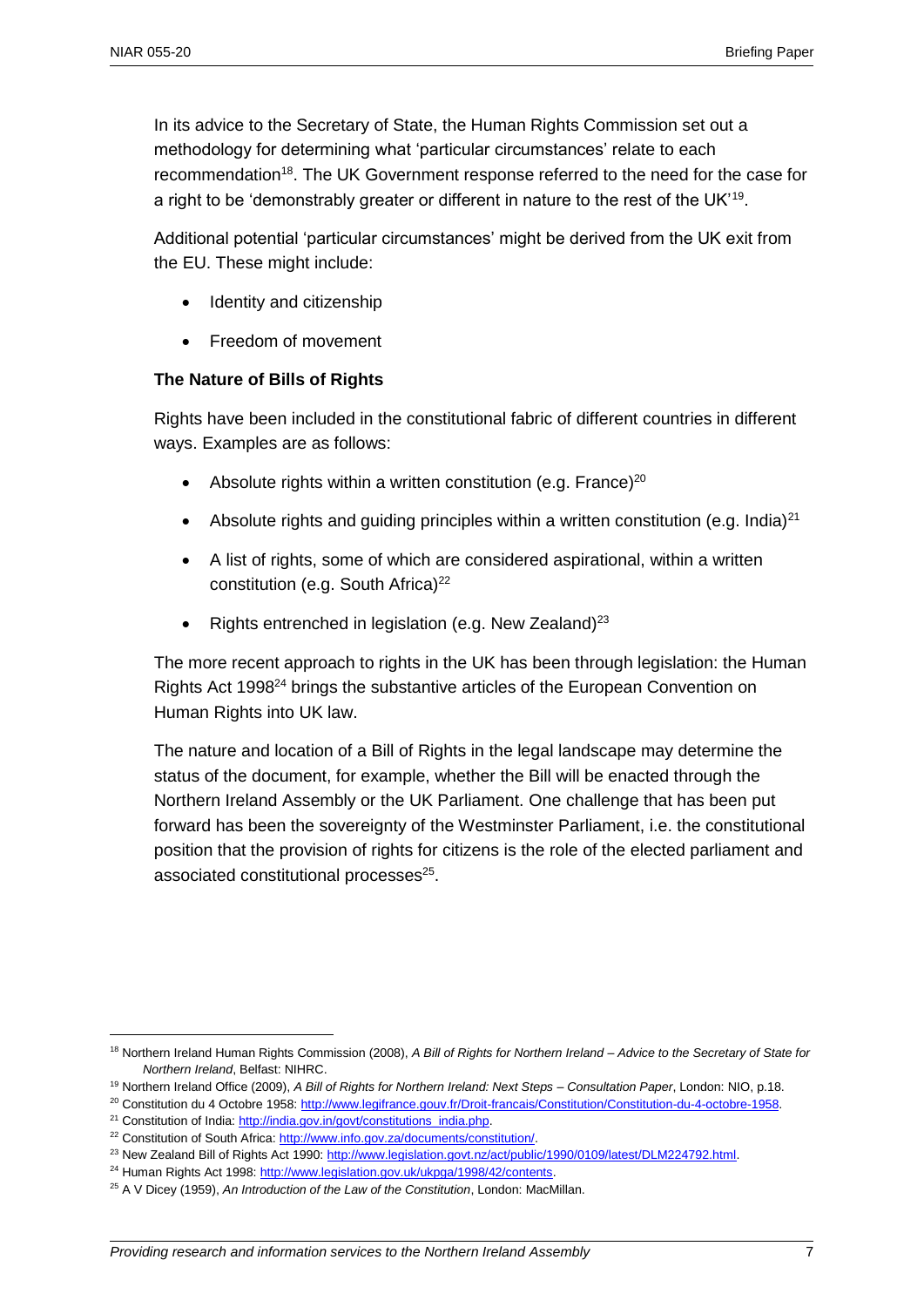In its advice to the Secretary of State, the Human Rights Commission set out a methodology for determining what 'particular circumstances' relate to each recommendation[18]. The UK Government response referred to the need for the case for a right to be 'demonstrably greater or different in nature to the rest of the UK'[19].

Additional potential 'particular circumstances' might be derived from the UK exit from the EU. These might include:

- Identity and citizenship
- Freedom of movement

**The Nature of Bills of Rights**

Rights have been included in the constitutional fabric of different countries in different ways. Examples are as follows:

- Absolute rights within a written constitution (e.g. France)[20]
- Absolute rights and guiding principles within a written constitution (e.g. India)[21]
- A list of rights, some of which are considered aspirational, within a written constitution (e.g. South Africa)[22]
- Rights entrenched in legislation (e.g. New Zealand)[23]

The more recent approach to rights in the UK has been through legislation: the Human Rights Act 1998[24] brings the substantive articles of the European Convention on Human Rights into UK law.

The nature and location of a Bill of Rights in the legal landscape may determine the status of the document, for example, whether the Bill will be enacted through the Northern Ireland Assembly or the UK Parliament. One challenge that has been put forward has been the sovereignty of the Westminster Parliament, i.e. the constitutional position that the provision of rights for citizens is the role of the elected parliament and associated constitutional processes[25].

---

[18] Northern Ireland Human Rights Commission (2008), *A Bill of Rights for Northern Ireland – Advice to the Secretary of State for Northern Ireland*, Belfast: NIHRC.

[19] Northern Ireland Office (2009), *A Bill of Rights for Northern Ireland: Next Steps – Consultation Paper*, London: NIO, p.18.

[20] Constitution du 4 Octobre 1958: http://www.legifrance.gouv.fr/Droit-francais/Constitution/Constitution-du-4-octobre-1958.

[21] Constitution of India: http://india.gov.in/govt/constitutions_india.php.

[22] Constitution of South Africa: http://www.info.gov.za/documents/constitution/.

[23] New Zealand Bill of Rights Act 1990: http://www.legislation.govt.nz/act/public/1990/0109/latest/DLM224792.html.

[24] Human Rights Act 1998: http://www.legislation.gov.uk/ukpga/1998/42/contents.

[25] A V Dicey (1959), *An Introduction of the Law of the Constitution*, London: MacMillan.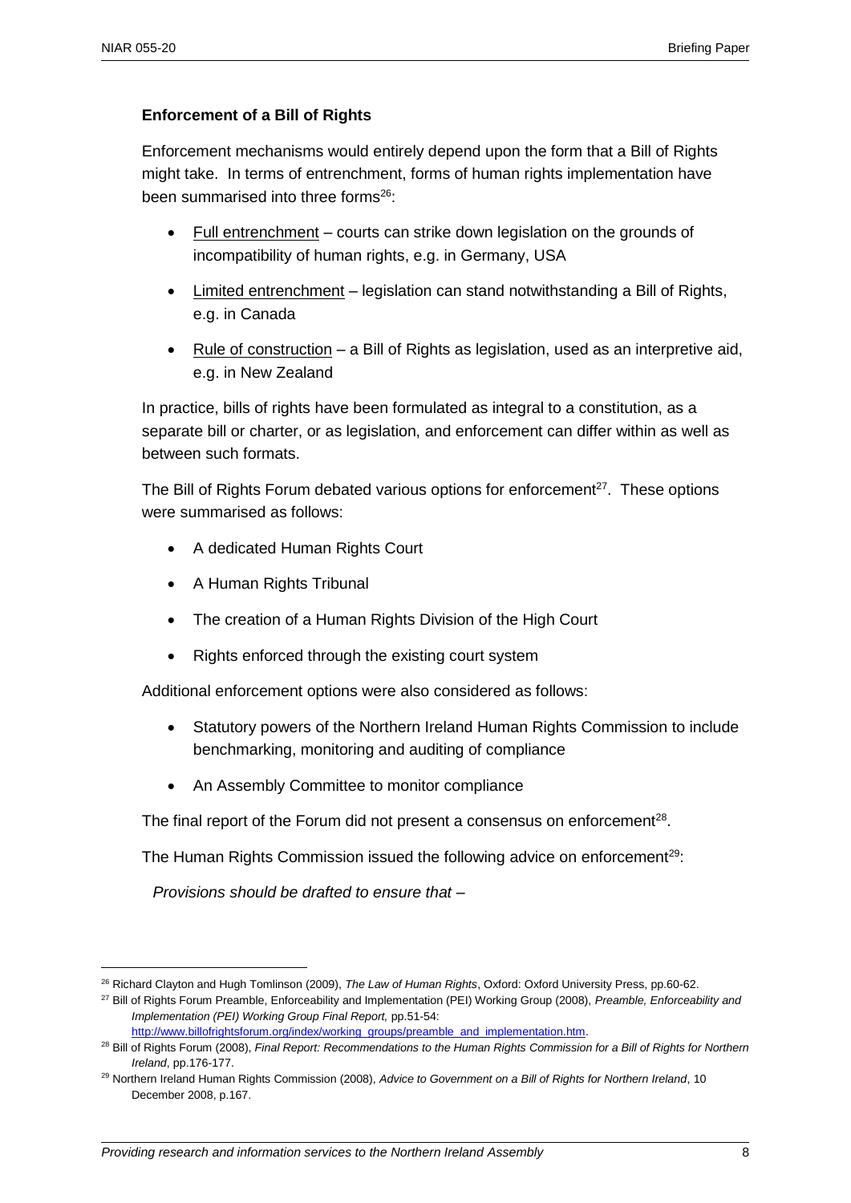### Enforcement of a Bill of Rights

Enforcement mechanisms would entirely depend upon the form that a Bill of Rights might take. In terms of entrenchment, forms of human rights implementation have been summarised into three forms[26]:

- Full entrenchment – courts can strike down legislation on the grounds of incompatibility of human rights, e.g. in Germany, USA
- Limited entrenchment – legislation can stand notwithstanding a Bill of Rights, e.g. in Canada
- Rule of construction – a Bill of Rights as legislation, used as an interpretive aid, e.g. in New Zealand

In practice, bills of rights have been formulated as integral to a constitution, as a separate bill or charter, or as legislation, and enforcement can differ within as well as between such formats.

The Bill of Rights Forum debated various options for enforcement[27]. These options were summarised as follows:

- A dedicated Human Rights Court
- A Human Rights Tribunal
- The creation of a Human Rights Division of the High Court
- Rights enforced through the existing court system

Additional enforcement options were also considered as follows:

- Statutory powers of the Northern Ireland Human Rights Commission to include benchmarking, monitoring and auditing of compliance
- An Assembly Committee to monitor compliance

The final report of the Forum did not present a consensus on enforcement[28].

The Human Rights Commission issued the following advice on enforcement[29]:

*Provisions should be drafted to ensure that –*

---

[26] Richard Clayton and Hugh Tomlinson (2009), *The Law of Human Rights*, Oxford: Oxford University Press, pp.60-62.

[27] Bill of Rights Forum Preamble, Enforceability and Implementation (PEI) Working Group (2008), *Preamble, Enforceability and Implementation (PEI) Working Group Final Report,* pp.51-54: http://www.billofrightsforum.org/index/working_groups/preamble_and_implementation.htm.

[28] Bill of Rights Forum (2008), *Final Report: Recommendations to the Human Rights Commission for a Bill of Rights for Northern Ireland*, pp.176-177.

[29] Northern Ireland Human Rights Commission (2008), *Advice to Government on a Bill of Rights for Northern Ireland*, 10 December 2008, p.167.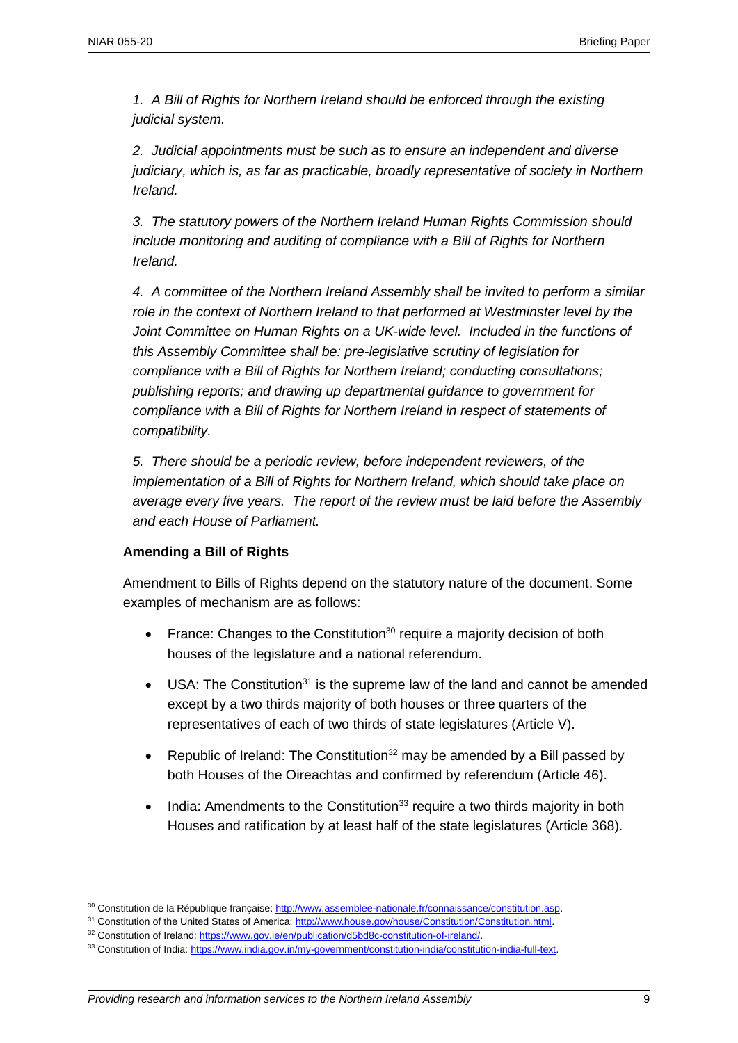*1. A Bill of Rights for Northern Ireland should be enforced through the existing judicial system.*

*2. Judicial appointments must be such as to ensure an independent and diverse judiciary, which is, as far as practicable, broadly representative of society in Northern Ireland.*

*3. The statutory powers of the Northern Ireland Human Rights Commission should include monitoring and auditing of compliance with a Bill of Rights for Northern Ireland.*

*4. A committee of the Northern Ireland Assembly shall be invited to perform a similar role in the context of Northern Ireland to that performed at Westminster level by the Joint Committee on Human Rights on a UK-wide level. Included in the functions of this Assembly Committee shall be: pre-legislative scrutiny of legislation for compliance with a Bill of Rights for Northern Ireland; conducting consultations; publishing reports; and drawing up departmental guidance to government for compliance with a Bill of Rights for Northern Ireland in respect of statements of compatibility.*

*5. There should be a periodic review, before independent reviewers, of the implementation of a Bill of Rights for Northern Ireland, which should take place on average every five years. The report of the review must be laid before the Assembly and each House of Parliament.*

**Amending a Bill of Rights**

Amendment to Bills of Rights depend on the statutory nature of the document. Some examples of mechanism are as follows:

- France: Changes to the Constitution[30] require a majority decision of both houses of the legislature and a national referendum.
- USA: The Constitution[31] is the supreme law of the land and cannot be amended except by a two thirds majority of both houses or three quarters of the representatives of each of two thirds of state legislatures (Article V).
- Republic of Ireland: The Constitution[32] may be amended by a Bill passed by both Houses of the Oireachtas and confirmed by referendum (Article 46).
- India: Amendments to the Constitution[33] require a two thirds majority in both Houses and ratification by at least half of the state legislatures (Article 368).

---

[30] Constitution de la République française: http://www.assemblee-nationale.fr/connaissance/constitution.asp.

[31] Constitution of the United States of America: http://www.house.gov/house/Constitution/Constitution.html.

[32] Constitution of Ireland: https://www.gov.ie/en/publication/d5bd8c-constitution-of-ireland/.

[33] Constitution of India: https://www.india.gov.in/my-government/constitution-india/constitution-india-full-text.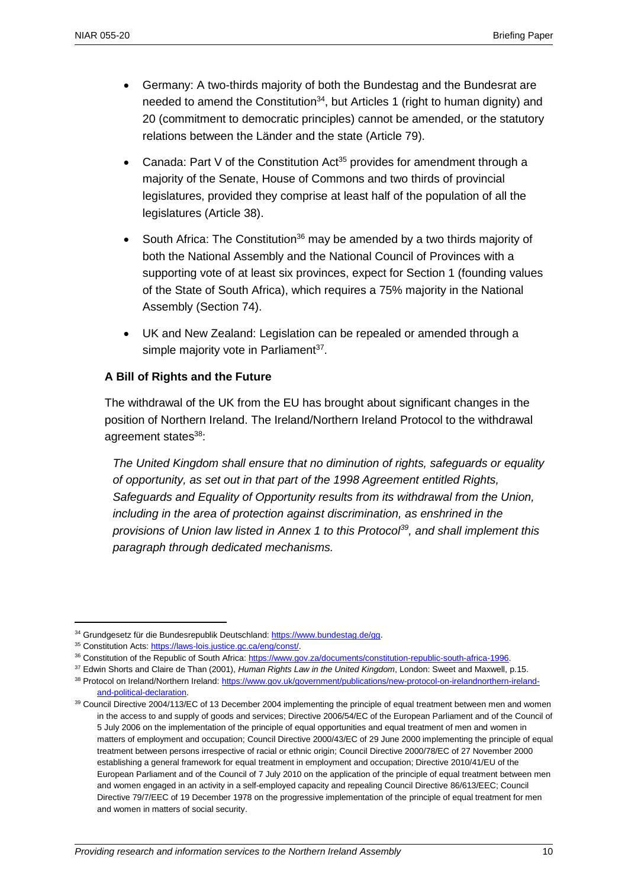- Germany: A two-thirds majority of both the Bundestag and the Bundesrat are needed to amend the Constitution[34], but Articles 1 (right to human dignity) and 20 (commitment to democratic principles) cannot be amended, or the statutory relations between the Länder and the state (Article 79).

- Canada: Part V of the Constitution Act[35] provides for amendment through a majority of the Senate, House of Commons and two thirds of provincial legislatures, provided they comprise at least half of the population of all the legislatures (Article 38).

- South Africa: The Constitution[36] may be amended by a two thirds majority of both the National Assembly and the National Council of Provinces with a supporting vote of at least six provinces, expect for Section 1 (founding values of the State of South Africa), which requires a 75% majority in the National Assembly (Section 74).

- UK and New Zealand: Legislation can be repealed or amended through a simple majority vote in Parliament[37].

**A Bill of Rights and the Future**

The withdrawal of the UK from the EU has brought about significant changes in the position of Northern Ireland. The Ireland/Northern Ireland Protocol to the withdrawal agreement states[38]:

> *The United Kingdom shall ensure that no diminution of rights, safeguards or equality of opportunity, as set out in that part of the 1998 Agreement entitled Rights, Safeguards and Equality of Opportunity results from its withdrawal from the Union, including in the area of protection against discrimination, as enshrined in the provisions of Union law listed in Annex 1 to this Protocol[39], and shall implement this paragraph through dedicated mechanisms.*

---

[34] Grundgesetz für die Bundesrepublik Deutschland: https://www.bundestag.de/gg.

[35] Constitution Acts: https://laws-lois.justice.gc.ca/eng/const/.

[36] Constitution of the Republic of South Africa: https://www.gov.za/documents/constitution-republic-south-africa-1996.

[37] Edwin Shorts and Claire de Than (2001), *Human Rights Law in the United Kingdom*, London: Sweet and Maxwell, p.15.

[38] Protocol on Ireland/Northern Ireland: https://www.gov.uk/government/publications/new-protocol-on-irelandnorthern-ireland-and-political-declaration.

[39] Council Directive 2004/113/EC of 13 December 2004 implementing the principle of equal treatment between men and women in the access to and supply of goods and services; Directive 2006/54/EC of the European Parliament and of the Council of 5 July 2006 on the implementation of the principle of equal opportunities and equal treatment of men and women in matters of employment and occupation; Council Directive 2000/43/EC of 29 June 2000 implementing the principle of equal treatment between persons irrespective of racial or ethnic origin; Council Directive 2000/78/EC of 27 November 2000 establishing a general framework for equal treatment in employment and occupation; Directive 2010/41/EU of the European Parliament and of the Council of 7 July 2010 on the application of the principle of equal treatment between men and women engaged in an activity in a self-employed capacity and repealing Council Directive 86/613/EEC; Council Directive 79/7/EEC of 19 December 1978 on the progressive implementation of the principle of equal treatment for men and women in matters of social security.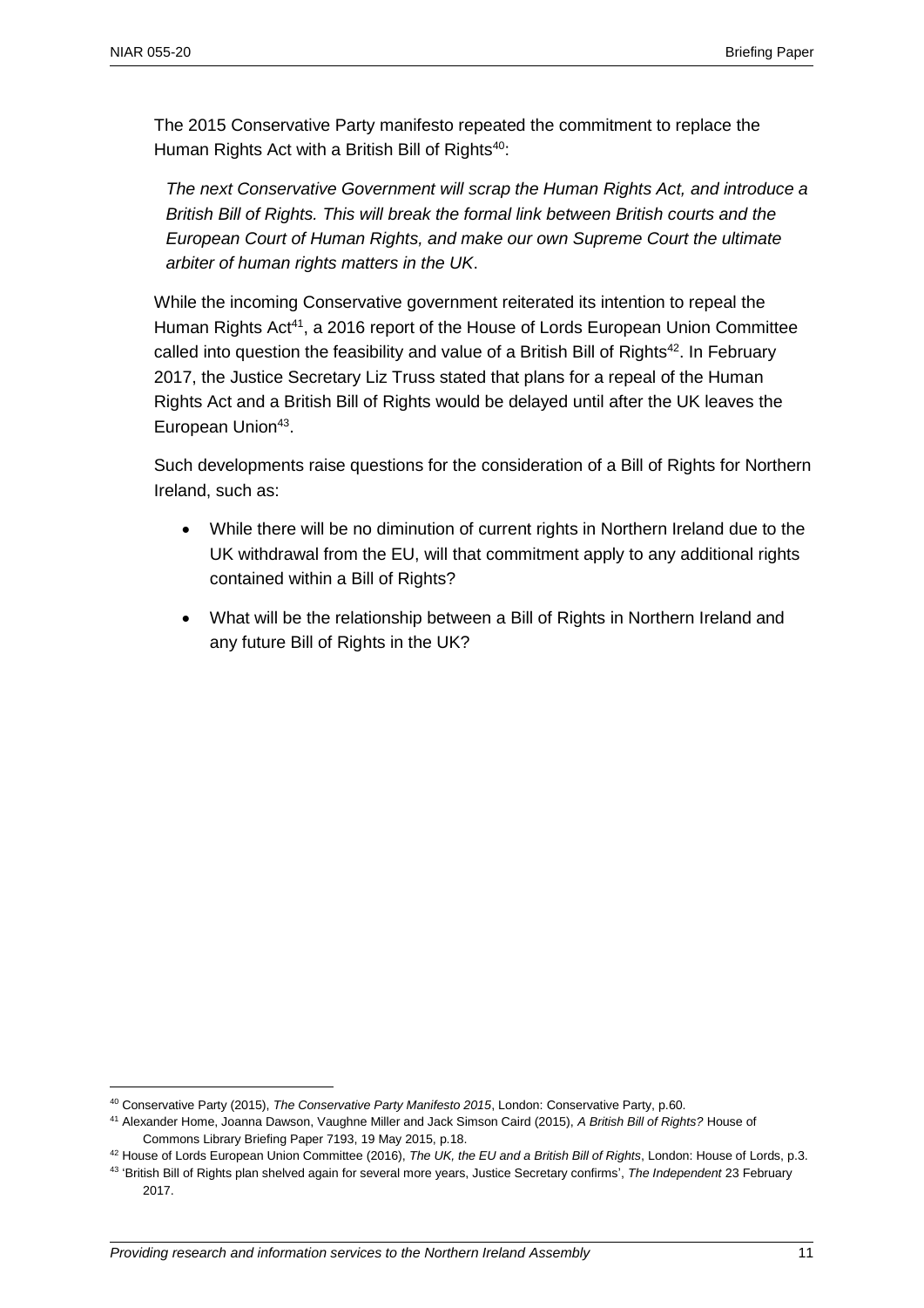The 2015 Conservative Party manifesto repeated the commitment to replace the Human Rights Act with a British Bill of Rights[40]:

> *The next Conservative Government will scrap the Human Rights Act, and introduce a British Bill of Rights. This will break the formal link between British courts and the European Court of Human Rights, and make our own Supreme Court the ultimate arbiter of human rights matters in the UK*.

While the incoming Conservative government reiterated its intention to repeal the Human Rights Act[41], a 2016 report of the House of Lords European Union Committee called into question the feasibility and value of a British Bill of Rights[42]. In February 2017, the Justice Secretary Liz Truss stated that plans for a repeal of the Human Rights Act and a British Bill of Rights would be delayed until after the UK leaves the European Union[43].

Such developments raise questions for the consideration of a Bill of Rights for Northern Ireland, such as:

- While there will be no diminution of current rights in Northern Ireland due to the UK withdrawal from the EU, will that commitment apply to any additional rights contained within a Bill of Rights?
- What will be the relationship between a Bill of Rights in Northern Ireland and any future Bill of Rights in the UK?

---

[40] Conservative Party (2015), *The Conservative Party Manifesto 2015*, London: Conservative Party, p.60.

[41] Alexander Home, Joanna Dawson, Vaughne Miller and Jack Simson Caird (2015), *A British Bill of Rights?* House of Commons Library Briefing Paper 7193, 19 May 2015, p.18.

[42] House of Lords European Union Committee (2016), *The UK, the EU and a British Bill of Rights*, London: House of Lords, p.3.

[43] 'British Bill of Rights plan shelved again for several more years, Justice Secretary confirms', *The Independent* 23 February 2017.